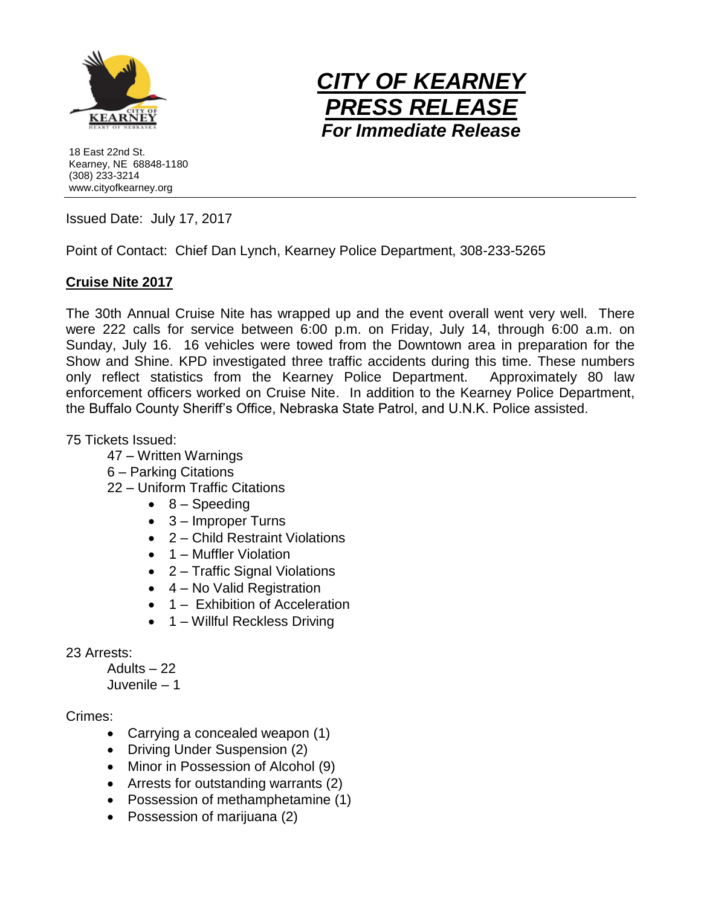18 East 22nd St.
Kearney, NE 68848-1180
(308) 233-3214
www.cityofkearney.org

# *CITY OF KEARNEY PRESS RELEASE*

***For Immediate Release***

---

Issued Date: July 17, 2017

Point of Contact: Chief Dan Lynch, Kearney Police Department, 308-233-5265

## Cruise Nite 2017

The 30th Annual Cruise Nite has wrapped up and the event overall went very well. There were 222 calls for service between 6:00 p.m. on Friday, July 14, through 6:00 a.m. on Sunday, July 16. 16 vehicles were towed from the Downtown area in preparation for the Show and Shine. KPD investigated three traffic accidents during this time. These numbers only reflect statistics from the Kearney Police Department. Approximately 80 law enforcement officers worked on Cruise Nite. In addition to the Kearney Police Department, the Buffalo County Sheriff's Office, Nebraska State Patrol, and U.N.K. Police assisted.

75 Tickets Issued:

- 47 – Written Warnings
- 6 – Parking Citations
- 22 – Uniform Traffic Citations
  - 8 – Speeding
  - 3 – Improper Turns
  - 2 – Child Restraint Violations
  - 1 – Muffler Violation
  - 2 – Traffic Signal Violations
  - 4 – No Valid Registration
  - 1 – Exhibition of Acceleration
  - 1 – Willful Reckless Driving

23 Arrests:

- Adults – 22
- Juvenile – 1

Crimes:

- Carrying a concealed weapon (1)
- Driving Under Suspension (2)
- Minor in Possession of Alcohol (9)
- Arrests for outstanding warrants (2)
- Possession of methamphetamine (1)
- Possession of marijuana (2)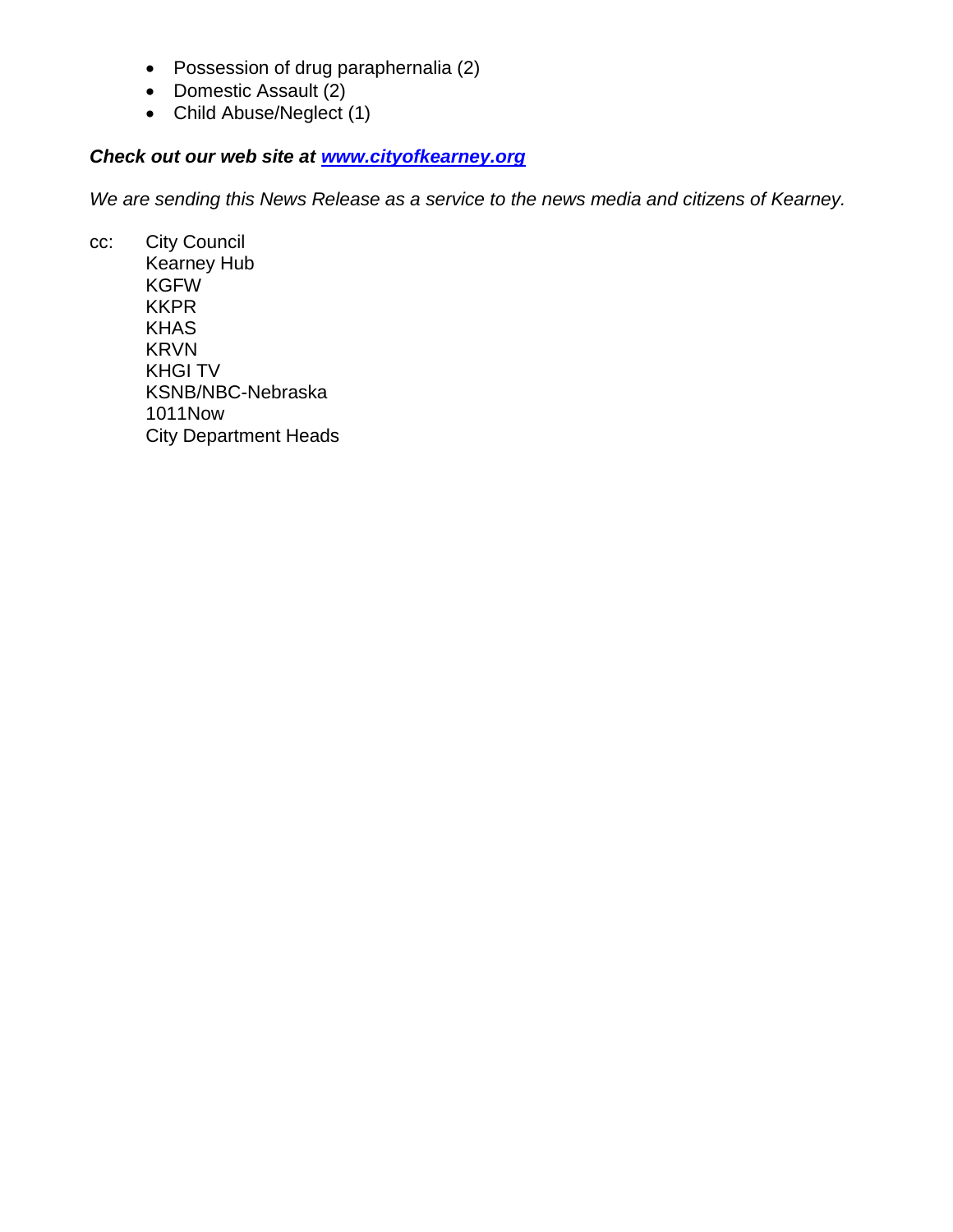- Possession of drug paraphernalia (2)
- Domestic Assault (2)
- Child Abuse/Neglect (1)

***Check out our web site at [www.cityofkearney.org](http://www.cityofkearney.org)***

*We are sending this News Release as a service to the news media and citizens of Kearney.*

cc: City Council
Kearney Hub
KGFW
KKPR
KHAS
KRVN
KHGI TV
KSNB/NBC-Nebraska
1011Now
City Department Heads